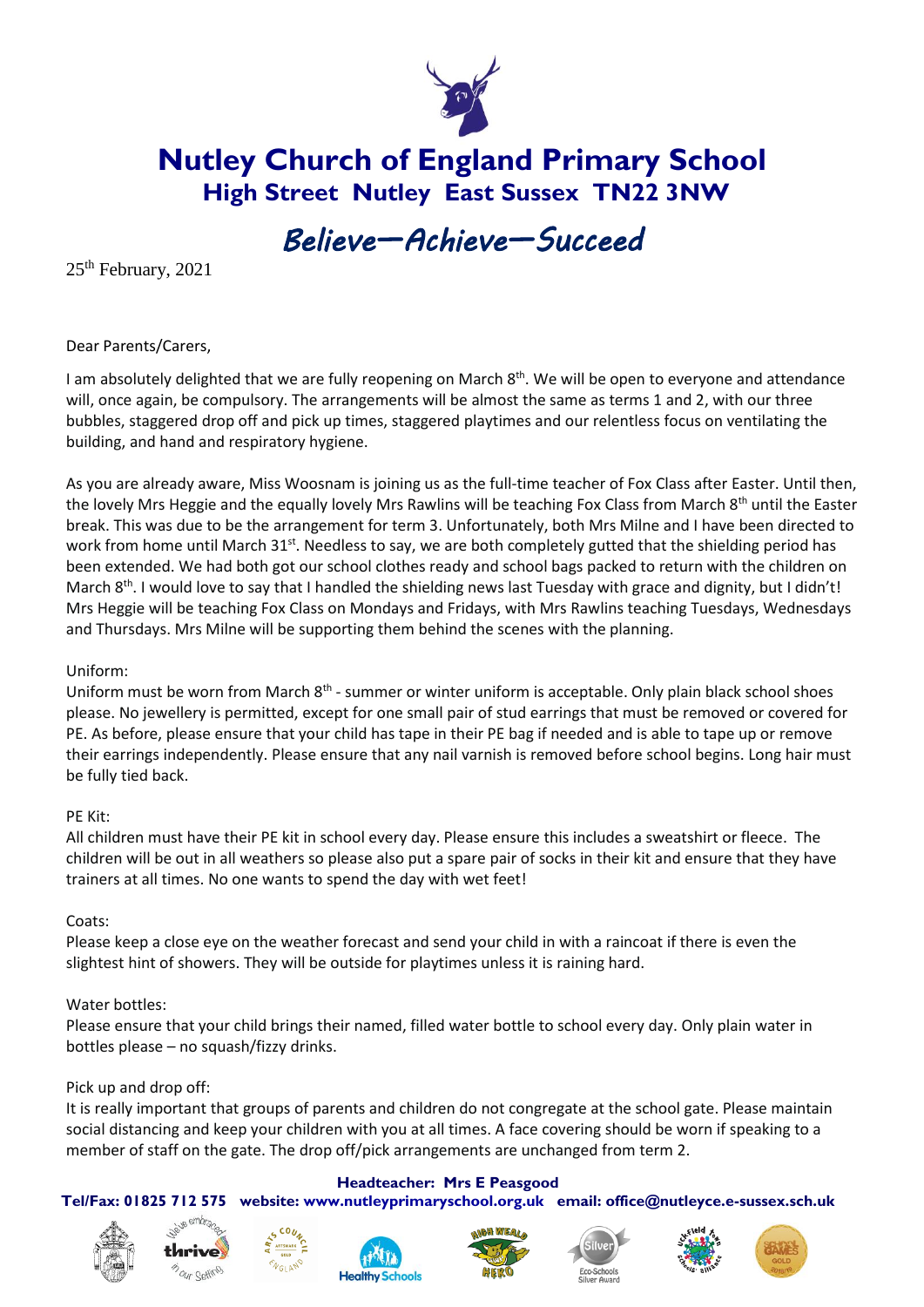# Nutley Church of England Primary School

## High Street Nutley East Sussex TN22 3NW

*Believe—Achieve—Succeed*

25th February, 2021

Dear Parents/Carers,

I am absolutely delighted that we are fully reopening on March 8th. We will be open to everyone and attendance will, once again, be compulsory. The arrangements will be almost the same as terms 1 and 2, with our three bubbles, staggered drop off and pick up times, staggered playtimes and our relentless focus on ventilating the building, and hand and respiratory hygiene.

As you are already aware, Miss Woosnam is joining us as the full-time teacher of Fox Class after Easter. Until then, the lovely Mrs Heggie and the equally lovely Mrs Rawlins will be teaching Fox Class from March 8th until the Easter break. This was due to be the arrangement for term 3. Unfortunately, both Mrs Milne and I have been directed to work from home until March 31st. Needless to say, we are both completely gutted that the shielding period has been extended. We had both got our school clothes ready and school bags packed to return with the children on March 8th. I would love to say that I handled the shielding news last Tuesday with grace and dignity, but I didn't! Mrs Heggie will be teaching Fox Class on Mondays and Fridays, with Mrs Rawlins teaching Tuesdays, Wednesdays and Thursdays. Mrs Milne will be supporting them behind the scenes with the planning.

Uniform:
Uniform must be worn from March 8th - summer or winter uniform is acceptable. Only plain black school shoes please. No jewellery is permitted, except for one small pair of stud earrings that must be removed or covered for PE. As before, please ensure that your child has tape in their PE bag if needed and is able to tape up or remove their earrings independently. Please ensure that any nail varnish is removed before school begins. Long hair must be fully tied back.

PE Kit:
All children must have their PE kit in school every day. Please ensure this includes a sweatshirt or fleece. The children will be out in all weathers so please also put a spare pair of socks in their kit and ensure that they have trainers at all times. No one wants to spend the day with wet feet!

Coats:
Please keep a close eye on the weather forecast and send your child in with a raincoat if there is even the slightest hint of showers. They will be outside for playtimes unless it is raining hard.

Water bottles:
Please ensure that your child brings their named, filled water bottle to school every day. Only plain water in bottles please – no squash/fizzy drinks.

Pick up and drop off:
It is really important that groups of parents and children do not congregate at the school gate. Please maintain social distancing and keep your children with you at all times. A face covering should be worn if speaking to a member of staff on the gate. The drop off/pick up arrangements are unchanged from term 2.

**Headteacher: Mrs E Peasgood**

**Tel/Fax: 01825 712 575 website: www.nutleyprimaryschool.org.uk email: office@nutleyce.e-sussex.sch.uk**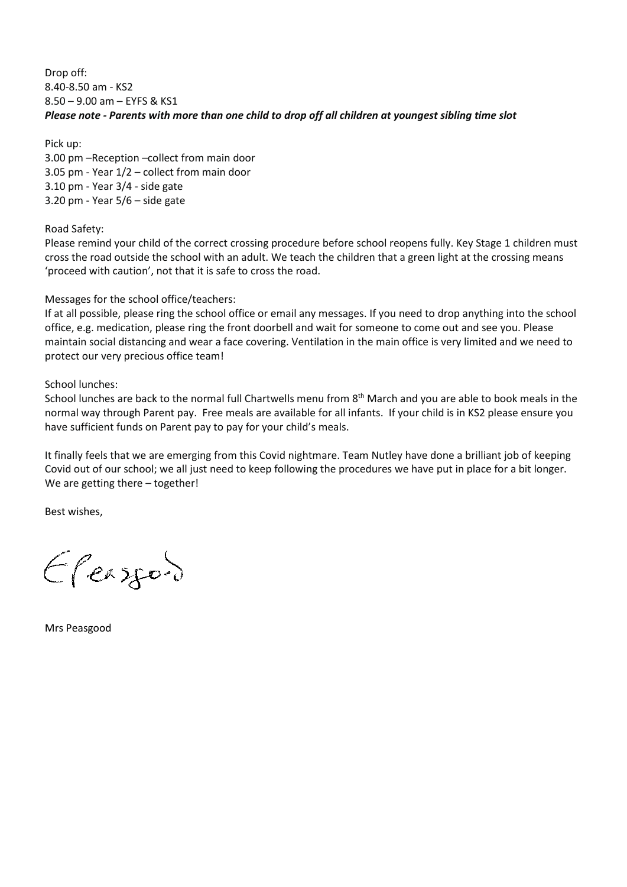Drop off:
8.40-8.50 am - KS2
8.50 – 9.00 am – EYFS & KS1
***Please note - Parents with more than one child to drop off all children at youngest sibling time slot***

Pick up:
3.00 pm –Reception –collect from main door
3.05 pm - Year 1/2 – collect from main door
3.10 pm - Year 3/4 - side gate
3.20 pm - Year 5/6 – side gate

Road Safety:
Please remind your child of the correct crossing procedure before school reopens fully. Key Stage 1 children must cross the road outside the school with an adult. We teach the children that a green light at the crossing means 'proceed with caution', not that it is safe to cross the road.

Messages for the school office/teachers:
If at all possible, please ring the school office or email any messages. If you need to drop anything into the school office, e.g. medication, please ring the front doorbell and wait for someone to come out and see you. Please maintain social distancing and wear a face covering. Ventilation in the main office is very limited and we need to protect our very precious office team!

School lunches:
School lunches are back to the normal full Chartwells menu from 8th March and you are able to book meals in the normal way through Parent pay. Free meals are available for all infants. If your child is in KS2 please ensure you have sufficient funds on Parent pay to pay for your child's meals.

It finally feels that we are emerging from this Covid nightmare. Team Nutley have done a brilliant job of keeping Covid out of our school; we all just need to keep following the procedures we have put in place for a bit longer. We are getting there – together!

Best wishes,

E Peasgood

Mrs Peasgood